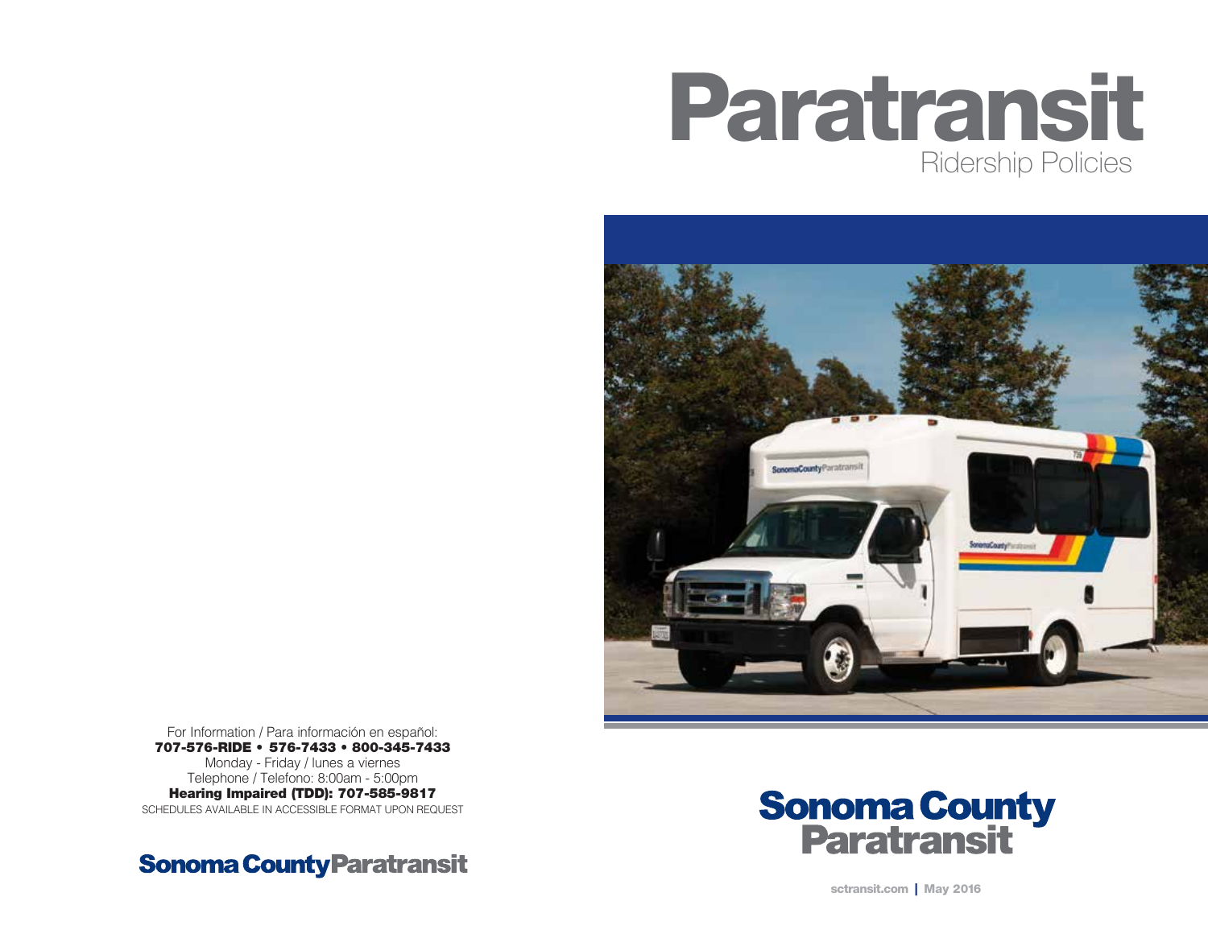# Paratransit

## Ridership Policies

**Sonoma County Paratransit**

sctransit.com | May 2016

For Information / Para información en español:
**707-576-RIDE • 576-7433 • 800-345-7433**
Monday - Friday / lunes a viernes
Telephone / Telefono: 8:00am - 5:00pm
**Hearing Impaired (TDD): 707-585-9817**
SCHEDULES AVAILABLE IN ACCESSIBLE FORMAT UPON REQUEST

**Sonoma County Paratransit**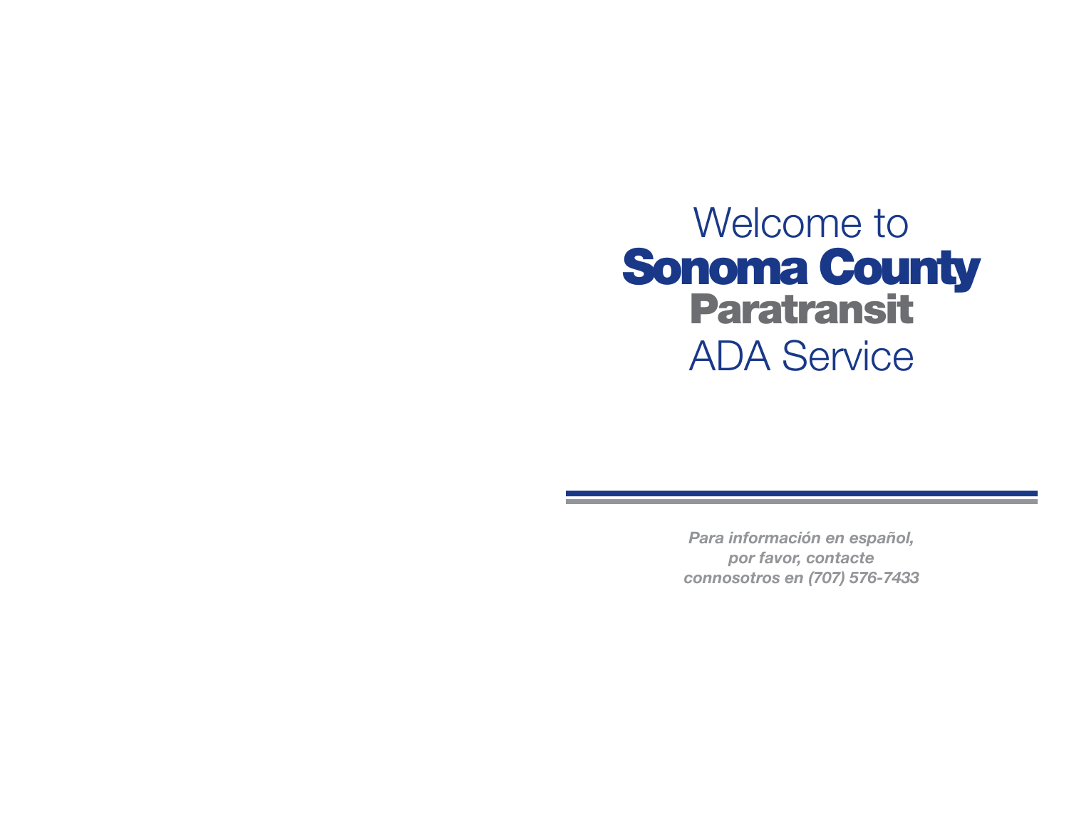# Welcome to **Sonoma County** **Paratransit** ADA Service

***Para información en español, por favor, contacte connosotros en (707) 576-7433***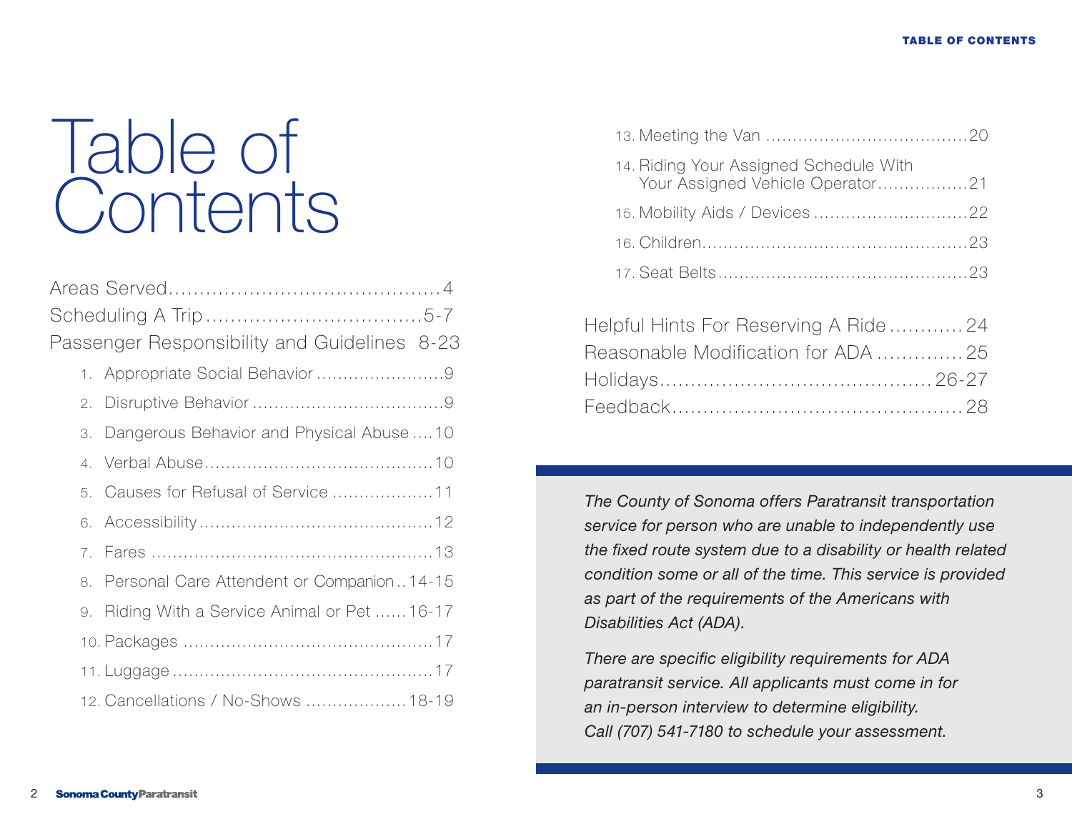# Table of Contents

- Areas Served ... 4
- Scheduling A Trip ... 5-7
- Passenger Responsibility and Guidelines 8-23
    1. Appropriate Social Behavior ... 9
    2. Disruptive Behavior ... 9
    3. Dangerous Behavior and Physical Abuse ... 10
    4. Verbal Abuse ... 10
    5. Causes for Refusal of Service ... 11
    6. Accessibility ... 12
    7. Fares ... 13
    8. Personal Care Attendent or Companion .. 14-15
    9. Riding With a Service Animal or Pet ... 16-17
    10. Packages ... 17
    11. Luggage ... 17
    12. Cancellations / No-Shows ... 18-19
    13. Meeting the Van ... 20
    14. Riding Your Assigned Schedule With Your Assigned Vehicle Operator ... 21
    15. Mobility Aids / Devices ... 22
    16. Children ... 23
    17. Seat Belts ... 23
- Helpful Hints For Reserving A Ride ... 24
- Reasonable Modification for ADA ... 25
- Holidays ... 26-27
- Feedback ... 28

*The County of Sonoma offers Paratransit transportation service for person who are unable to independently use the fixed route system due to a disability or health related condition some or all of the time. This service is provided as part of the requirements of the Americans with Disabilities Act (ADA).*

*There are specific eligibility requirements for ADA paratransit service. All applicants must come in for an in-person interview to determine eligibility. Call (707) 541-7180 to schedule your assessment.*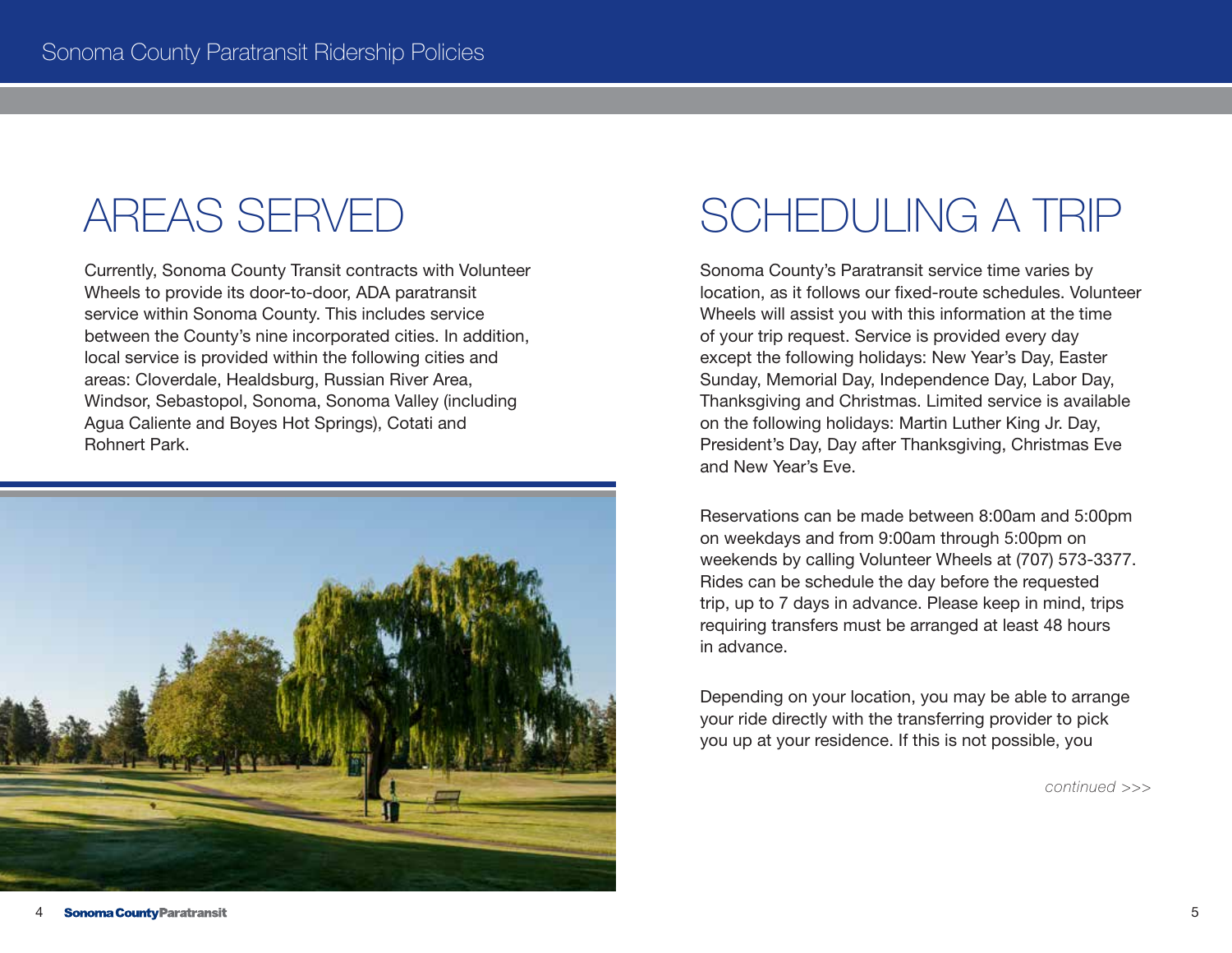# AREAS SERVED

Currently, Sonoma County Transit contracts with Volunteer Wheels to provide its door-to-door, ADA paratransit service within Sonoma County. This includes service between the County's nine incorporated cities. In addition, local service is provided within the following cities and areas: Cloverdale, Healdsburg, Russian River Area, Windsor, Sebastopol, Sonoma, Sonoma Valley (including Agua Caliente and Boyes Hot Springs), Cotati and Rohnert Park.

# SCHEDULING A TRIP

Sonoma County's Paratransit service time varies by location, as it follows our fixed-route schedules. Volunteer Wheels will assist you with this information at the time of your trip request. Service is provided every day except the following holidays: New Year's Day, Easter Sunday, Memorial Day, Independence Day, Labor Day, Thanksgiving and Christmas. Limited service is available on the following holidays: Martin Luther King Jr. Day, President's Day, Day after Thanksgiving, Christmas Eve and New Year's Eve.

Reservations can be made between 8:00am and 5:00pm on weekdays and from 9:00am through 5:00pm on weekends by calling Volunteer Wheels at (707) 573-3377. Rides can be schedule the day before the requested trip, up to 7 days in advance. Please keep in mind, trips requiring transfers must be arranged at least 48 hours in advance.

Depending on your location, you may be able to arrange your ride directly with the transferring provider to pick you up at your residence. If this is not possible, you

*continued >>>*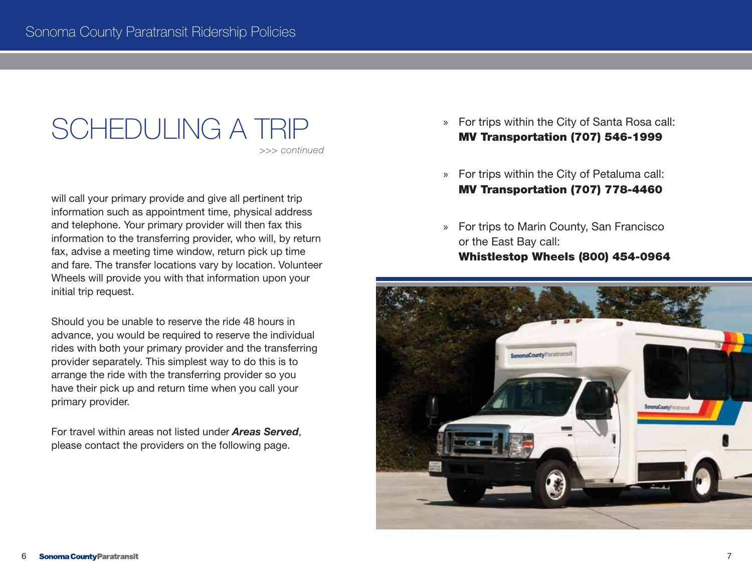# SCHEDULING A TRIP

*>>> continued*

will call your primary provide and give all pertinent trip information such as appointment time, physical address and telephone. Your primary provider will then fax this information to the transferring provider, who will, by return fax, advise a meeting time window, return pick up time and fare. The transfer locations vary by location. Volunteer Wheels will provide you with that information upon your initial trip request.

Should you be unable to reserve the ride 48 hours in advance, you would be required to reserve the individual rides with both your primary provider and the transferring provider separately. This simplest way to do this is to arrange the ride with the transferring provider so you have their pick up and return time when you call your primary provider.

For travel within areas not listed under ***Areas Served***, please contact the providers on the following page.

» For trips within the City of Santa Rosa call:
**MV Transportation (707) 546-1999**

» For trips within the City of Petaluma call:
**MV Transportation (707) 778-4460**

» For trips to Marin County, San Francisco or the East Bay call:
**Whistlestop Wheels (800) 454-0964**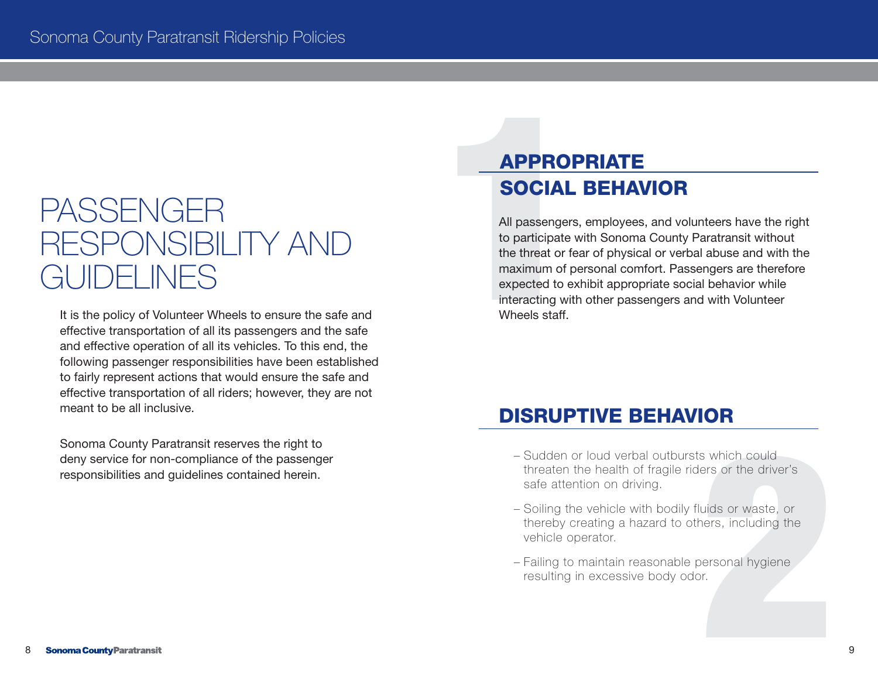# PASSENGER RESPONSIBILITY AND GUIDELINES

It is the policy of Volunteer Wheels to ensure the safe and effective transportation of all its passengers and the safe and effective operation of all its vehicles. To this end, the following passenger responsibilities have been established to fairly represent actions that would ensure the safe and effective transportation of all riders; however, they are not meant to be all inclusive.

Sonoma County Paratransit reserves the right to deny service for non-compliance of the passenger responsibilities and guidelines contained herein.

## 1 APPROPRIATE SOCIAL BEHAVIOR

All passengers, employees, and volunteers have the right to participate with Sonoma County Paratransit without the threat or fear of physical or verbal abuse and with the maximum of personal comfort. Passengers are therefore expected to exhibit appropriate social behavior while interacting with other passengers and with Volunteer Wheels staff.

## 2 DISRUPTIVE BEHAVIOR

- Sudden or loud verbal outbursts which could threaten the health of fragile riders or the driver's safe attention on driving.
- Soiling the vehicle with bodily fluids or waste, or thereby creating a hazard to others, including the vehicle operator.
- Failing to maintain reasonable personal hygiene resulting in excessive body odor.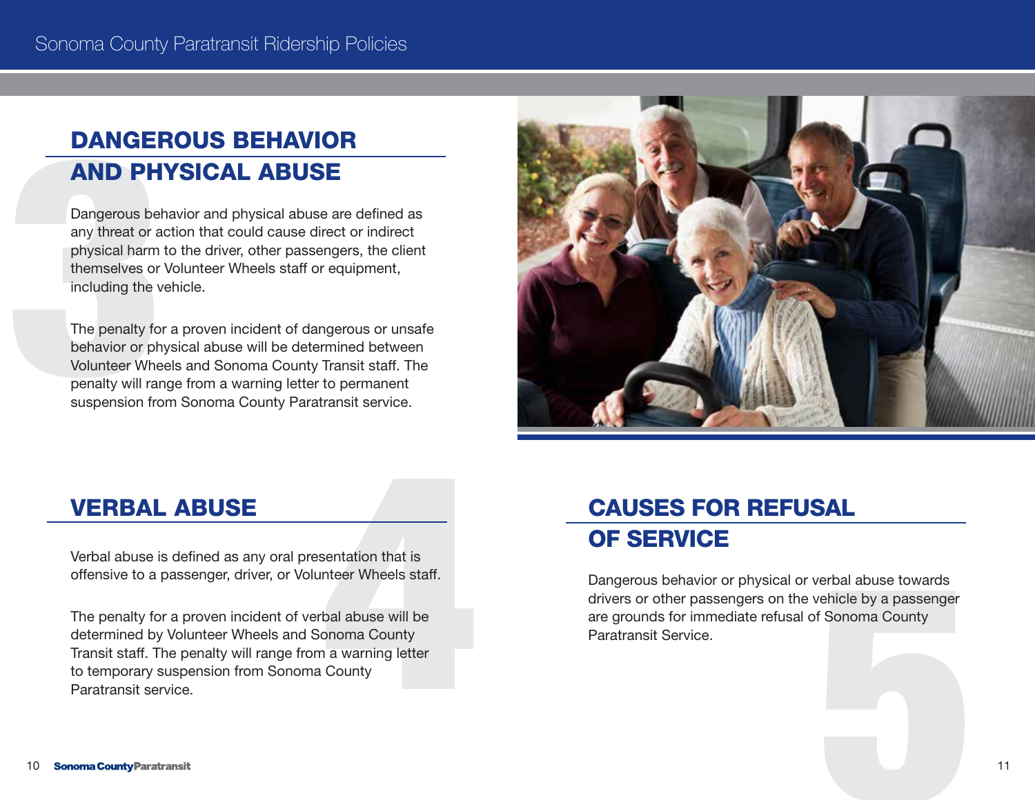## DANGEROUS BEHAVIOR AND PHYSICAL ABUSE

Dangerous behavior and physical abuse are defined as any threat or action that could cause direct or indirect physical harm to the driver, other passengers, the client themselves or Volunteer Wheels staff or equipment, including the vehicle.

The penalty for a proven incident of dangerous or unsafe behavior or physical abuse will be determined between Volunteer Wheels and Sonoma County Transit staff. The penalty will range from a warning letter to permanent suspension from Sonoma County Paratransit service.

## VERBAL ABUSE

Verbal abuse is defined as any oral presentation that is offensive to a passenger, driver, or Volunteer Wheels staff.

The penalty for a proven incident of verbal abuse will be determined by Volunteer Wheels and Sonoma County Transit staff. The penalty will range from a warning letter to temporary suspension from Sonoma County Paratransit service.

## CAUSES FOR REFUSAL OF SERVICE

Dangerous behavior or physical or verbal abuse towards drivers or other passengers on the vehicle by a passenger are grounds for immediate refusal of Sonoma County Paratransit Service.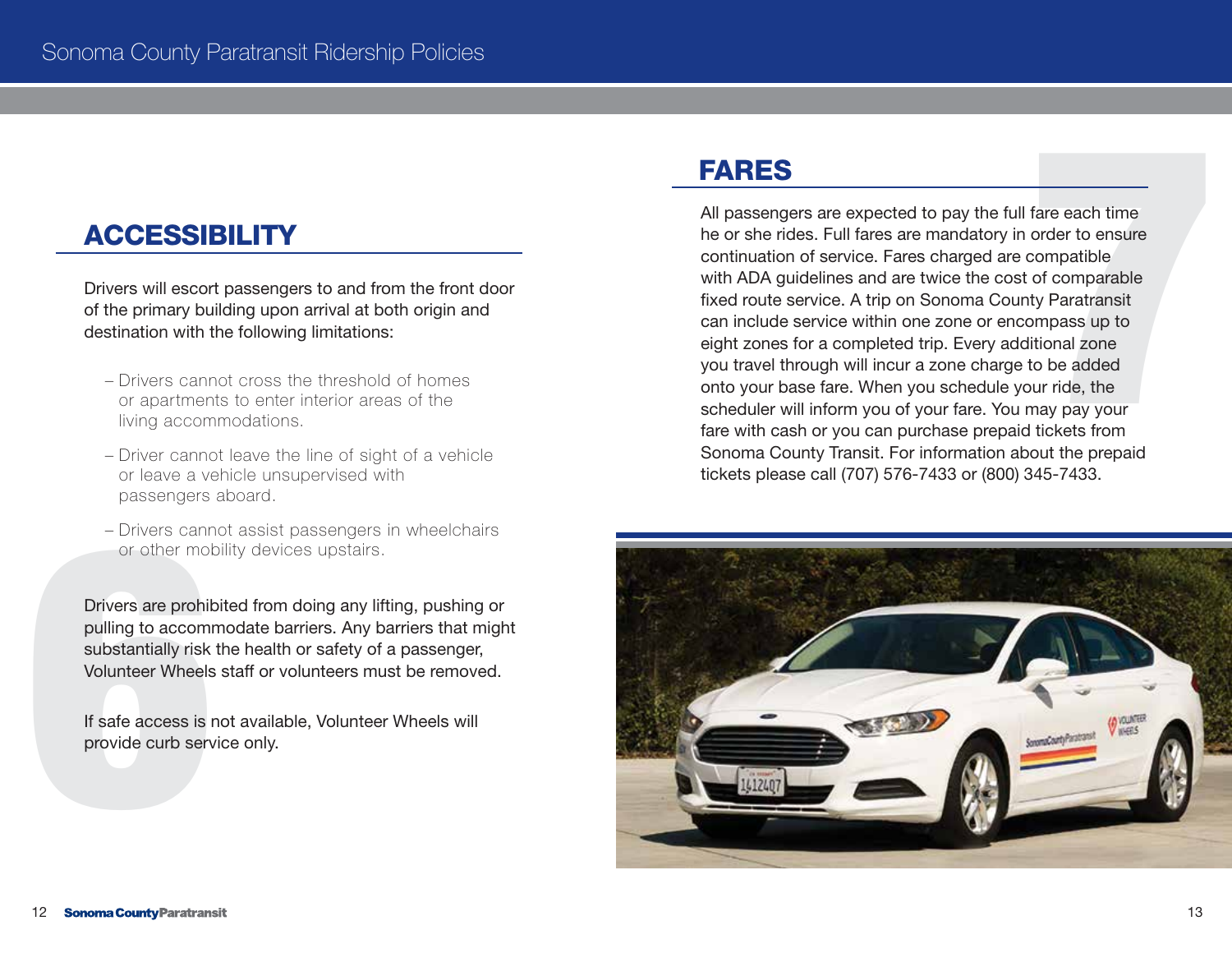## ACCESSIBILITY

Drivers will escort passengers to and from the front door of the primary building upon arrival at both origin and destination with the following limitations:

- Drivers cannot cross the threshold of homes or apartments to enter interior areas of the living accommodations.
- Driver cannot leave the line of sight of a vehicle or leave a vehicle unsupervised with passengers aboard.
- Drivers cannot assist passengers in wheelchairs or other mobility devices upstairs.

Drivers are prohibited from doing any lifting, pushing or pulling to accommodate barriers. Any barriers that might substantially risk the health or safety of a passenger, Volunteer Wheels staff or volunteers must be removed.

If safe access is not available, Volunteer Wheels will provide curb service only.

## FARES

All passengers are expected to pay the full fare each time he or she rides. Full fares are mandatory in order to ensure continuation of service. Fares charged are compatible with ADA guidelines and are twice the cost of comparable fixed route service. A trip on Sonoma County Paratransit can include service within one zone or encompass up to eight zones for a completed trip. Every additional zone you travel through will incur a zone charge to be added onto your base fare. When you schedule your ride, the scheduler will inform you of your fare. You may pay your fare with cash or you can purchase prepaid tickets from Sonoma County Transit. For information about the prepaid tickets please call (707) 576-7433 or (800) 345-7433.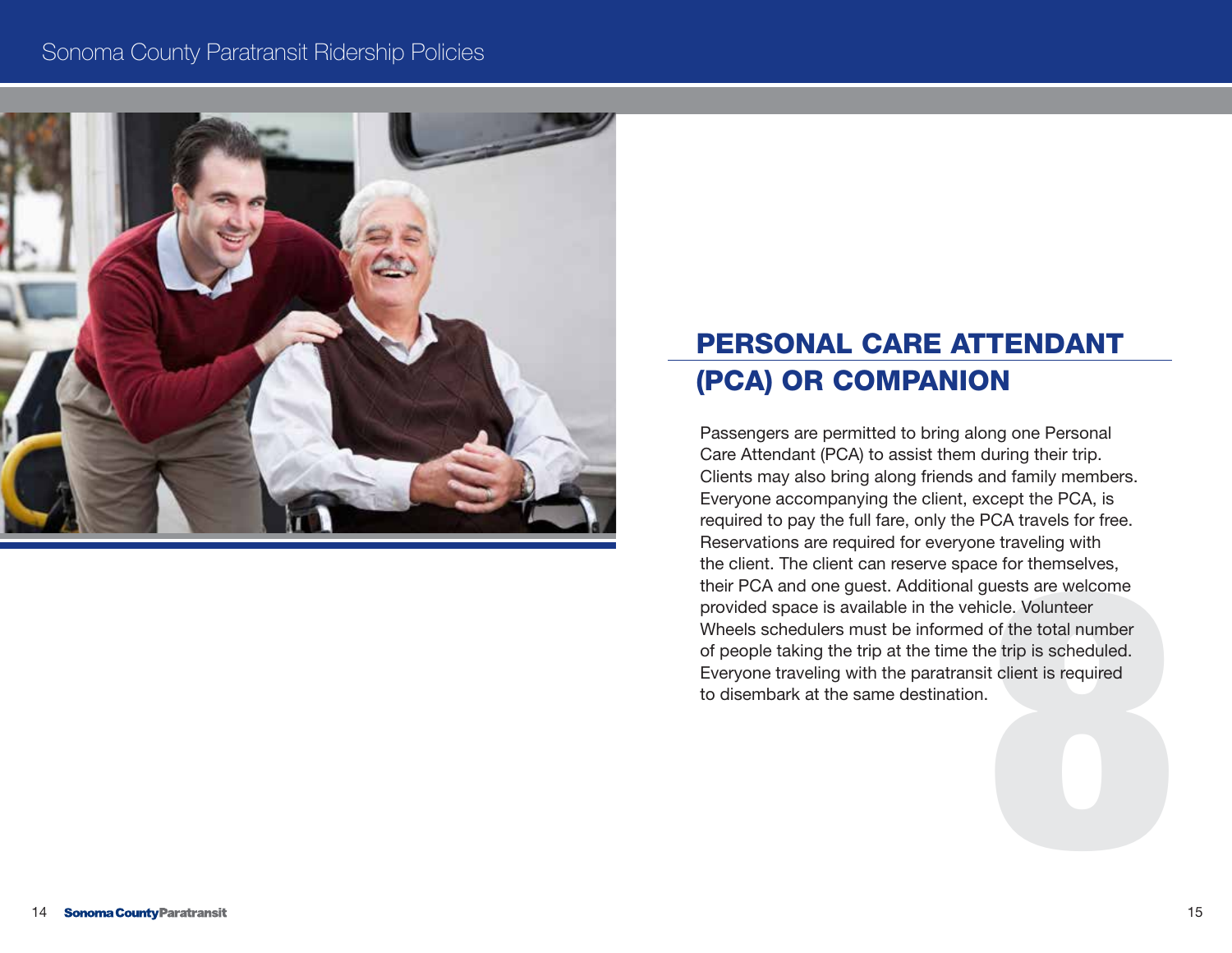## PERSONAL CARE ATTENDANT (PCA) OR COMPANION

Passengers are permitted to bring along one Personal Care Attendant (PCA) to assist them during their trip. Clients may also bring along friends and family members. Everyone accompanying the client, except the PCA, is required to pay the full fare, only the PCA travels for free. Reservations are required for everyone traveling with the client. The client can reserve space for themselves, their PCA and one guest. Additional guests are welcome provided space is available in the vehicle. Volunteer Wheels schedulers must be informed of the total number of people taking the trip at the time the trip is scheduled. Everyone traveling with the paratransit client is required to disembark at the same destination.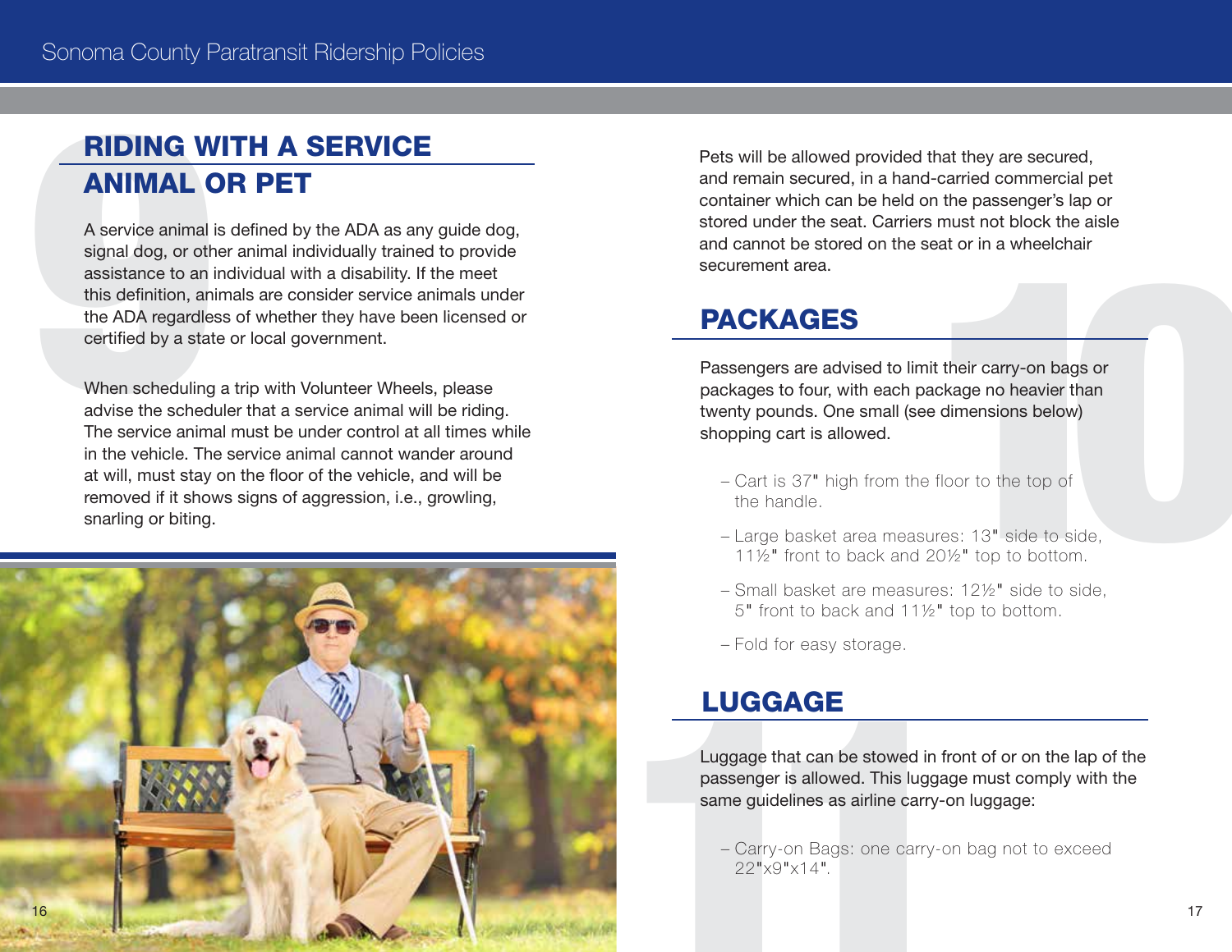## RIDING WITH A SERVICE ANIMAL OR PET

A service animal is defined by the ADA as any guide dog, signal dog, or other animal individually trained to provide assistance to an individual with a disability. If the meet this definition, animals are consider service animals under the ADA regardless of whether they have been licensed or certified by a state or local government.

When scheduling a trip with Volunteer Wheels, please advise the scheduler that a service animal will be riding. The service animal must be under control at all times while in the vehicle. The service animal cannot wander around at will, must stay on the floor of the vehicle, and will be removed if it shows signs of aggression, i.e., growling, snarling or biting.

Pets will be allowed provided that they are secured, and remain secured, in a hand-carried commercial pet container which can be held on the passenger's lap or stored under the seat. Carriers must not block the aisle and cannot be stored on the seat or in a wheelchair securement area.

## PACKAGES

Passengers are advised to limit their carry-on bags or packages to four, with each package no heavier than twenty pounds. One small (see dimensions below) shopping cart is allowed.

- Cart is 37" high from the floor to the top of the handle.
- Large basket area measures: 13" side to side, 11½" front to back and 20½" top to bottom.
- Small basket are measures: 12½" side to side, 5" front to back and 11½" top to bottom.
- Fold for easy storage.

## LUGGAGE

Luggage that can be stowed in front of or on the lap of the passenger is allowed. This luggage must comply with the same guidelines as airline carry-on luggage:

- Carry-on Bags: one carry-on bag not to exceed 22"x9"x14".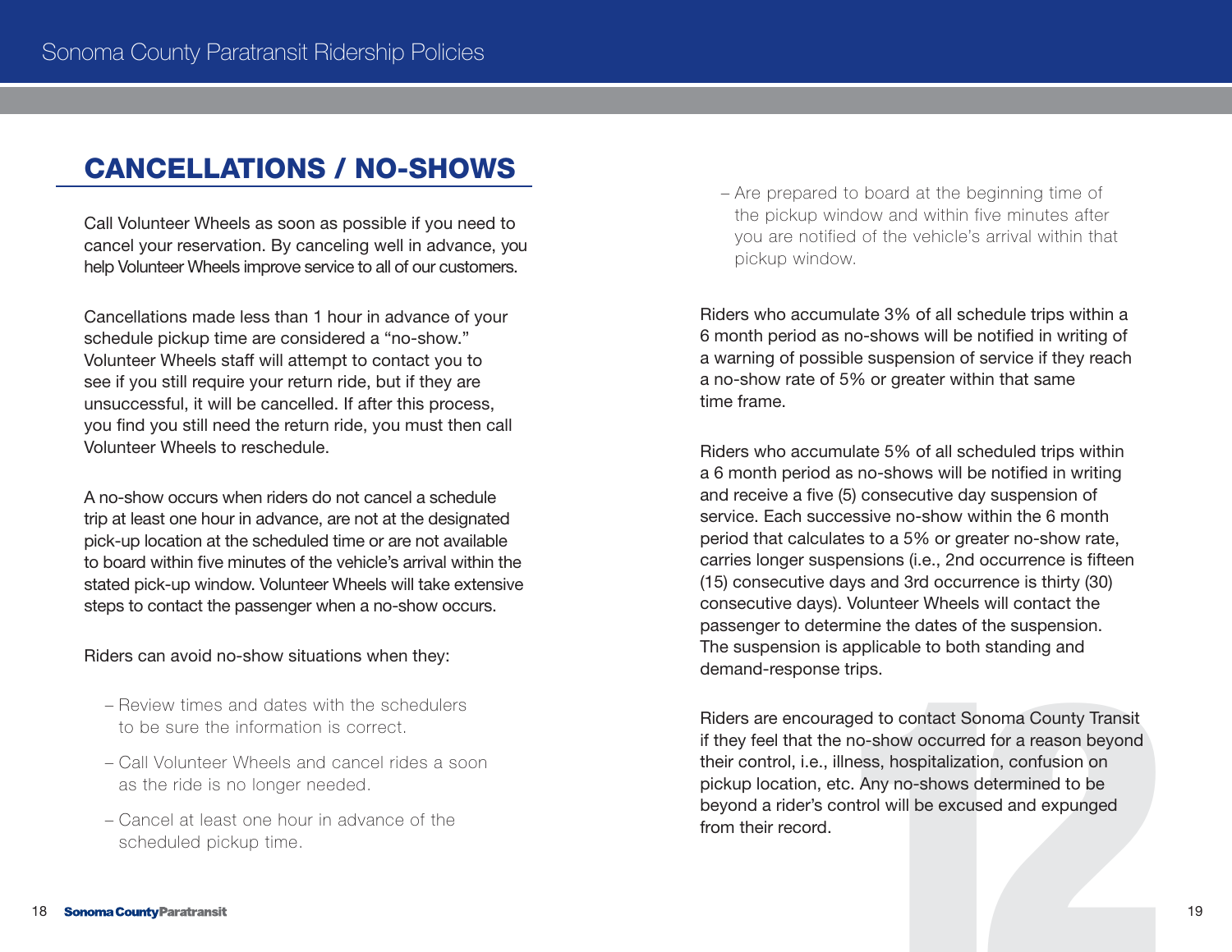## CANCELLATIONS / NO-SHOWS

Call Volunteer Wheels as soon as possible if you need to cancel your reservation. By canceling well in advance, you help Volunteer Wheels improve service to all of our customers.

Cancellations made less than 1 hour in advance of your schedule pickup time are considered a "no-show." Volunteer Wheels staff will attempt to contact you to see if you still require your return ride, but if they are unsuccessful, it will be cancelled. If after this process, you find you still need the return ride, you must then call Volunteer Wheels to reschedule.

A no-show occurs when riders do not cancel a schedule trip at least one hour in advance, are not at the designated pick-up location at the scheduled time or are not available to board within five minutes of the vehicle's arrival within the stated pick-up window. Volunteer Wheels will take extensive steps to contact the passenger when a no-show occurs.

Riders can avoid no-show situations when they:

- Review times and dates with the schedulers to be sure the information is correct.
- Call Volunteer Wheels and cancel rides a soon as the ride is no longer needed.
- Cancel at least one hour in advance of the scheduled pickup time.
- Are prepared to board at the beginning time of the pickup window and within five minutes after you are notified of the vehicle's arrival within that pickup window.

Riders who accumulate 3% of all schedule trips within a 6 month period as no-shows will be notified in writing of a warning of possible suspension of service if they reach a no-show rate of 5% or greater within that same time frame.

Riders who accumulate 5% of all scheduled trips within a 6 month period as no-shows will be notified in writing and receive a five (5) consecutive day suspension of service. Each successive no-show within the 6 month period that calculates to a 5% or greater no-show rate, carries longer suspensions (i.e., 2nd occurrence is fifteen (15) consecutive days and 3rd occurrence is thirty (30) consecutive days). Volunteer Wheels will contact the passenger to determine the dates of the suspension. The suspension is applicable to both standing and demand-response trips.

Riders are encouraged to contact Sonoma County Transit if they feel that the no-show occurred for a reason beyond their control, i.e., illness, hospitalization, confusion on pickup location, etc. Any no-shows determined to be beyond a rider's control will be excused and expunged from their record.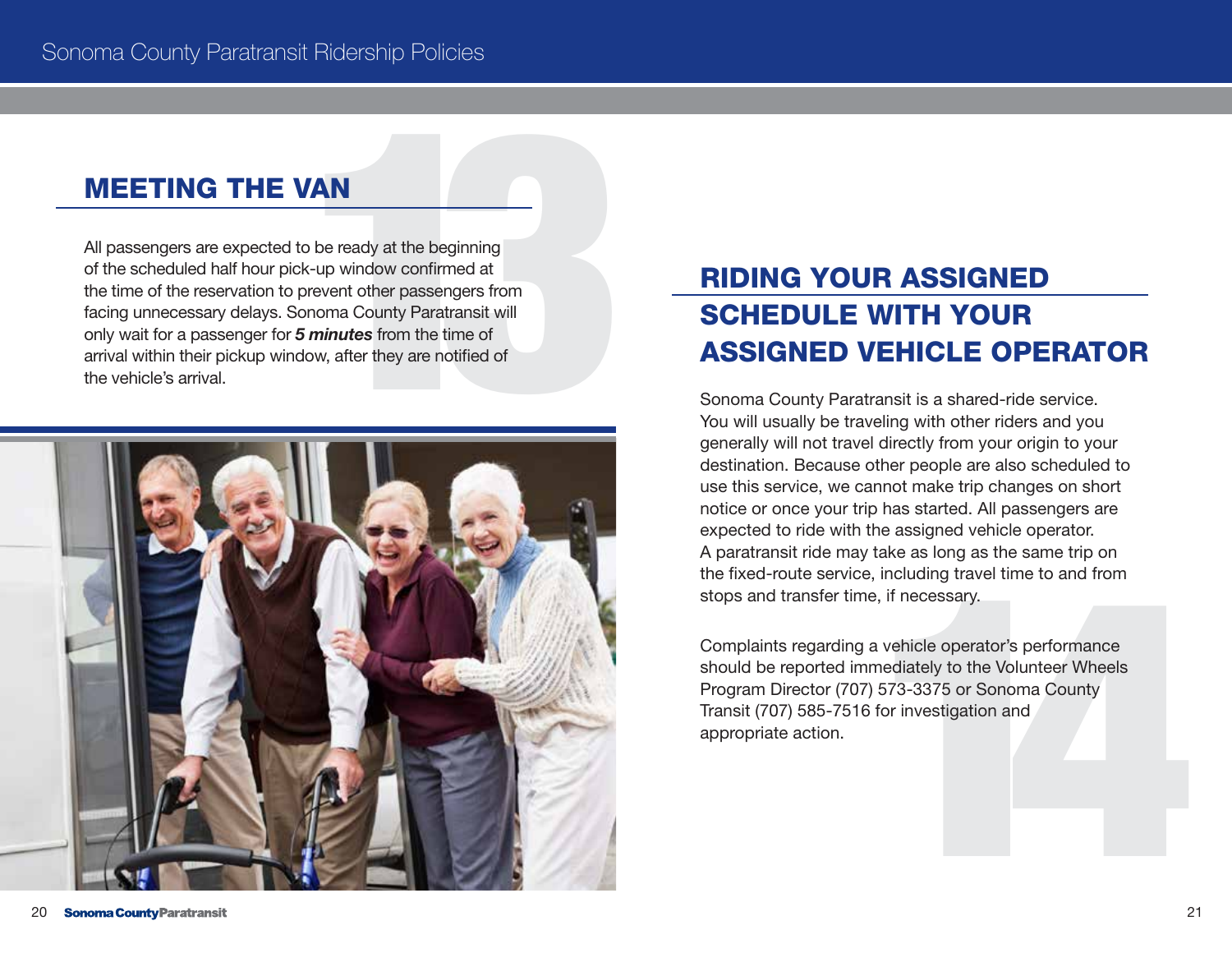## MEETING THE VAN

All passengers are expected to be ready at the beginning of the scheduled half hour pick-up window confirmed at the time of the reservation to prevent other passengers from facing unnecessary delays. Sonoma County Paratransit will only wait for a passenger for ***5 minutes*** from the time of arrival within their pickup window, after they are notified of the vehicle's arrival.

## RIDING YOUR ASSIGNED SCHEDULE WITH YOUR ASSIGNED VEHICLE OPERATOR

Sonoma County Paratransit is a shared-ride service. You will usually be traveling with other riders and you generally will not travel directly from your origin to your destination. Because other people are also scheduled to use this service, we cannot make trip changes on short notice or once your trip has started. All passengers are expected to ride with the assigned vehicle operator. A paratransit ride may take as long as the same trip on the fixed-route service, including travel time to and from stops and transfer time, if necessary.

Complaints regarding a vehicle operator's performance should be reported immediately to the Volunteer Wheels Program Director (707) 573-3375 or Sonoma County Transit (707) 585-7516 for investigation and appropriate action.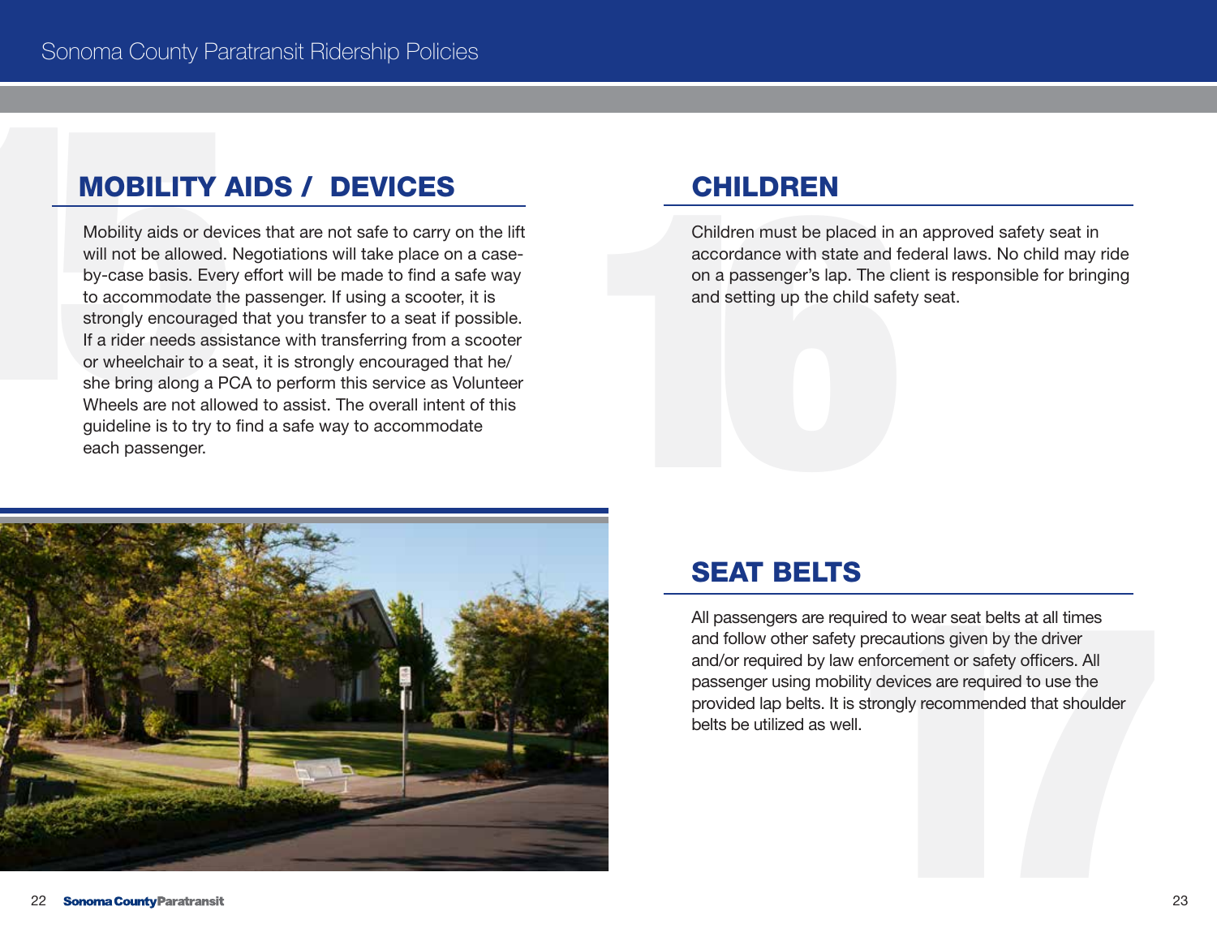## MOBILITY AIDS / DEVICES

Mobility aids or devices that are not safe to carry on the lift will not be allowed. Negotiations will take place on a case-by-case basis. Every effort will be made to find a safe way to accommodate the passenger. If using a scooter, it is strongly encouraged that you transfer to a seat if possible. If a rider needs assistance with transferring from a scooter or wheelchair to a seat, it is strongly encouraged that he/she bring along a PCA to perform this service as Volunteer Wheels are not allowed to assist. The overall intent of this guideline is to try to find a safe way to accommodate each passenger.

## CHILDREN

Children must be placed in an approved safety seat in accordance with state and federal laws. No child may ride on a passenger's lap. The client is responsible for bringing and setting up the child safety seat.

## SEAT BELTS

All passengers are required to wear seat belts at all times and follow other safety precautions given by the driver and/or required by law enforcement or safety officers. All passenger using mobility devices are required to use the provided lap belts. It is strongly recommended that shoulder belts be utilized as well.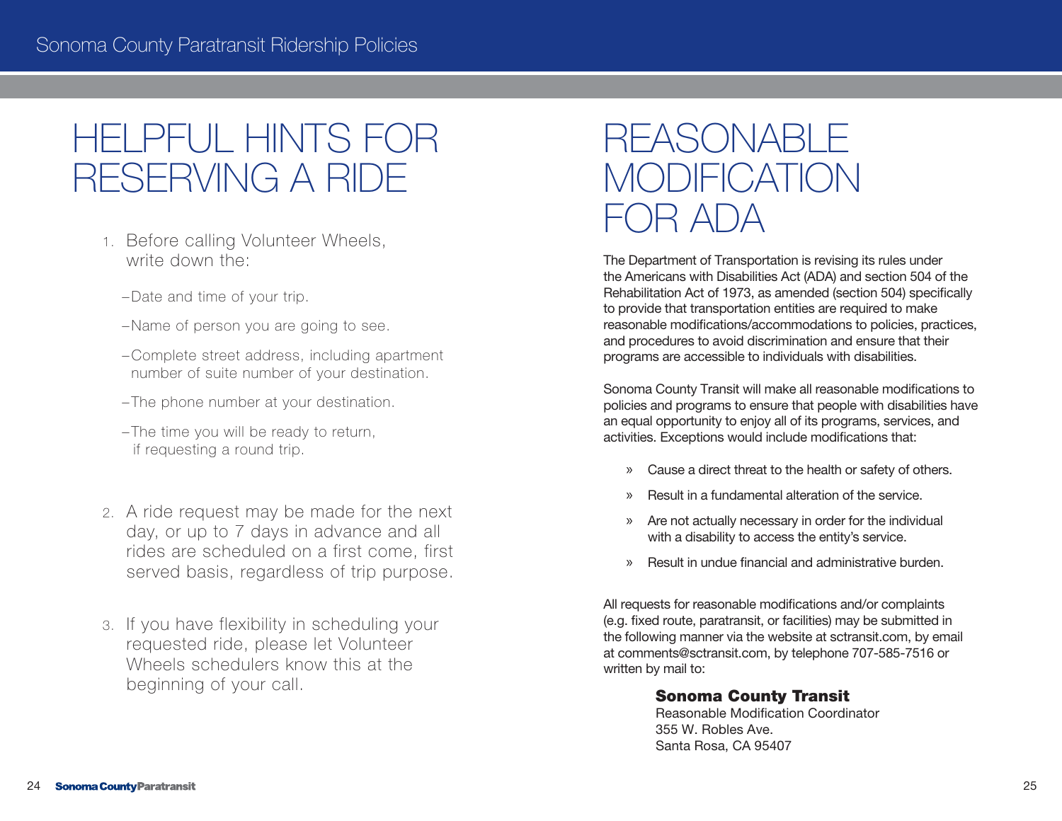# HELPFUL HINTS FOR RESERVING A RIDE

1. Before calling Volunteer Wheels, write down the:

   – Date and time of your trip.

   – Name of person you are going to see.

   – Complete street address, including apartment number of suite number of your destination.

   – The phone number at your destination.

   – The time you will be ready to return, if requesting a round trip.

2. A ride request may be made for the next day, or up to 7 days in advance and all rides are scheduled on a first come, first served basis, regardless of trip purpose.

3. If you have flexibility in scheduling your requested ride, please let Volunteer Wheels schedulers know this at the beginning of your call.

# REASONABLE MODIFICATION FOR ADA

The Department of Transportation is revising its rules under the Americans with Disabilities Act (ADA) and section 504 of the Rehabilitation Act of 1973, as amended (section 504) specifically to provide that transportation entities are required to make reasonable modifications/accommodations to policies, practices, and procedures to avoid discrimination and ensure that their programs are accessible to individuals with disabilities.

Sonoma County Transit will make all reasonable modifications to policies and programs to ensure that people with disabilities have an equal opportunity to enjoy all of its programs, services, and activities. Exceptions would include modifications that:

- Cause a direct threat to the health or safety of others.
- Result in a fundamental alteration of the service.
- Are not actually necessary in order for the individual with a disability to access the entity's service.
- Result in undue financial and administrative burden.

All requests for reasonable modifications and/or complaints (e.g. fixed route, paratransit, or facilities) may be submitted in the following manner via the website at sctransit.com, by email at comments@sctransit.com, by telephone 707-585-7516 or written by mail to:

**Sonoma County Transit**
Reasonable Modification Coordinator
355 W. Robles Ave.
Santa Rosa, CA 95407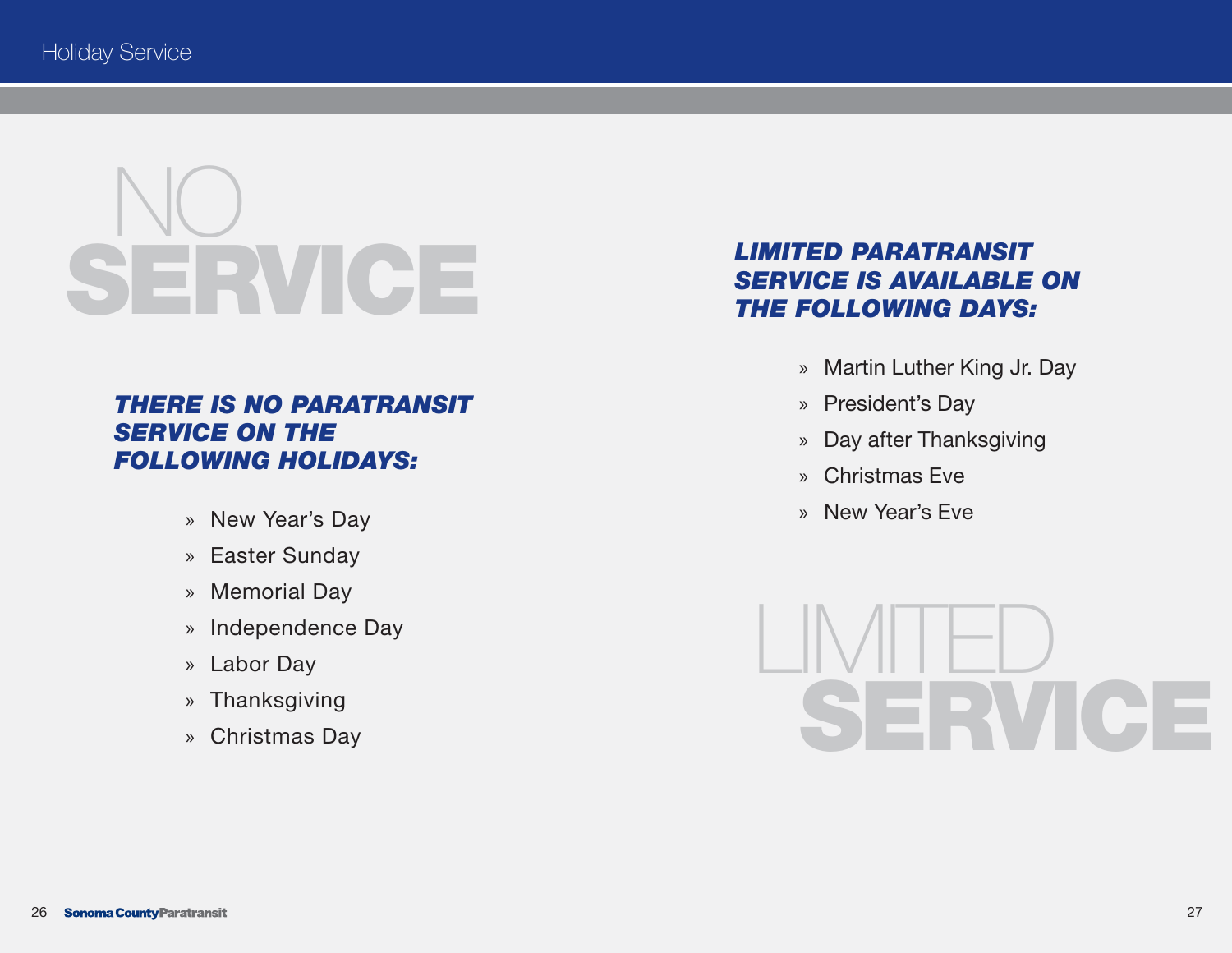# NO SERVICE

### *THERE IS NO PARATRANSIT SERVICE ON THE FOLLOWING HOLIDAYS:*

- New Year's Day
- Easter Sunday
- Memorial Day
- Independence Day
- Labor Day
- Thanksgiving
- Christmas Day

### *LIMITED PARATRANSIT SERVICE IS AVAILABLE ON THE FOLLOWING DAYS:*

- Martin Luther King Jr. Day
- President's Day
- Day after Thanksgiving
- Christmas Eve
- New Year's Eve

# LIMITED SERVICE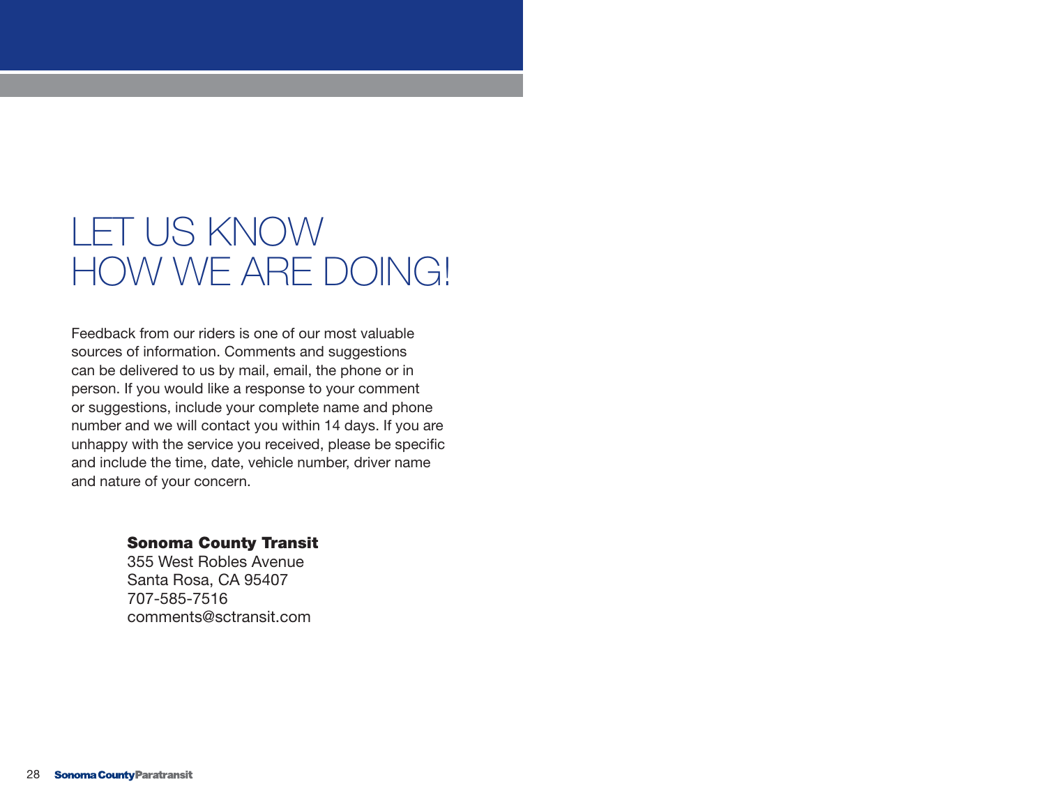# LET US KNOW HOW WE ARE DOING!

Feedback from our riders is one of our most valuable sources of information. Comments and suggestions can be delivered to us by mail, email, the phone or in person. If you would like a response to your comment or suggestions, include your complete name and phone number and we will contact you within 14 days. If you are unhappy with the service you received, please be specific and include the time, date, vehicle number, driver name and nature of your concern.

**Sonoma County Transit**
355 West Robles Avenue
Santa Rosa, CA 95407
707-585-7516
comments@sctransit.com